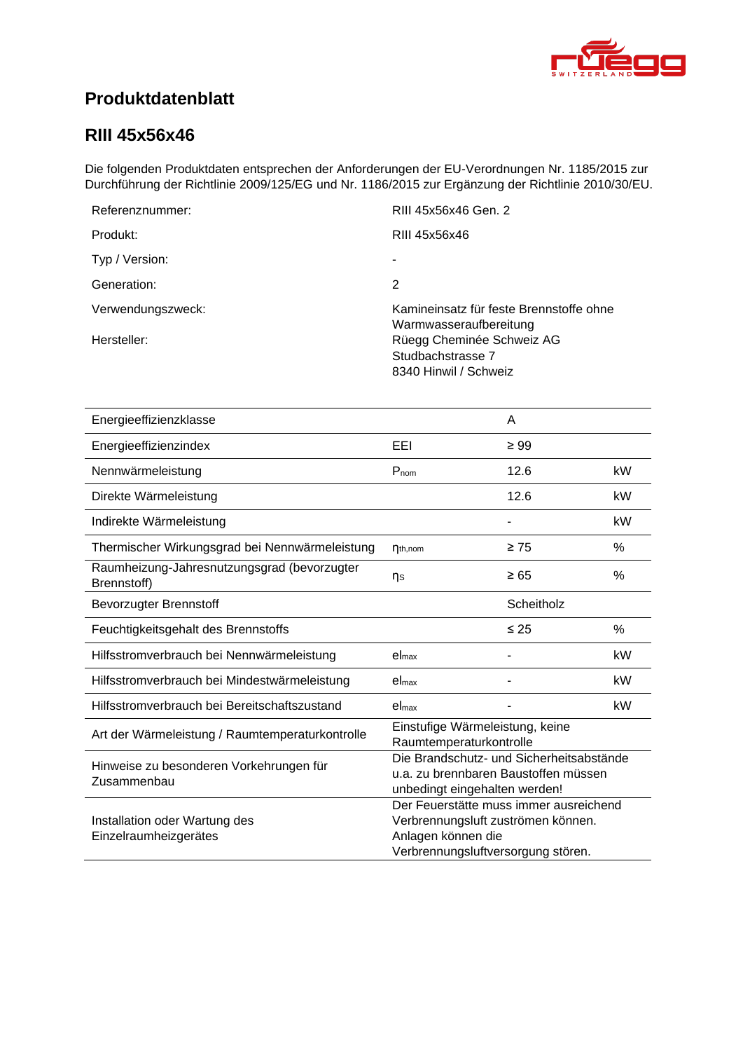# Produktdatenblatt

## RIII 45x56x46

Die folgenden Produktdaten entsprechen der Anforderungen der EU-Verordnungen Nr. 1185/2015 zur Durchführung der Richtlinie 2009/125/EG und Nr. 1186/2015 zur Ergänzung der Richtlinie 2010/30/EU.

| | |
|---|---|
| Referenznummer: | RIII 45x56x46 Gen. 2 |
| Produkt: | RIII 45x56x46 |
| Typ / Version: | - |
| Generation: | 2 |
| Verwendungszweck: | Kamineinsatz für feste Brennstoffe ohne Warmwasseraufbereitung |
| Hersteller: | Rüegg Cheminée Schweiz AG<br>Studbachstrasse 7<br>8340 Hinwil / Schweiz |

| | | | |
|---|---|---|---|
| Energieeffizienzklasse | | A | |
| Energieeffizienzindex | EEI | ≥ 99 | |
| Nennwärmeleistung | $P_{nom}$ | 12.6 | kW |
| Direkte Wärmeleistung | | 12.6 | kW |
| Indirekte Wärmeleistung | | - | kW |
| Thermischer Wirkungsgrad bei Nennwärmeleistung | $\eta_{th,nom}$ | ≥ 75 | % |
| Raumheizung-Jahresnutzungsgrad (bevorzugter Brennstoff) | $\eta_S$ | ≥ 65 | % |
| Bevorzugter Brennstoff | | Scheitholz | |
| Feuchtigkeitsgehalt des Brennstoffs | | ≤ 25 | % |
| Hilfsstromverbrauch bei Nennwärmeleistung | $el_{max}$ | - | kW |
| Hilfsstromverbrauch bei Mindestwärmeleistung | $el_{max}$ | - | kW |
| Hilfsstromverbrauch bei Bereitschaftszustand | $el_{max}$ | - | kW |
| Art der Wärmeleistung / Raumtemperaturkontrolle | Einstufige Wärmeleistung, keine Raumtemperaturkontrolle | | |
| Hinweise zu besonderen Vorkehrungen für Zusammenbau | Die Brandschutz- und Sicherheitsabstände u.a. zu brennbaren Baustoffen müssen unbedingt eingehalten werden! | | |
| Installation oder Wartung des Einzelraumheizgerätes | Der Feuerstätte muss immer ausreichend Verbrennungsluft zuströmen können. Anlagen können die Verbrennungsluftversorgung stören. | | |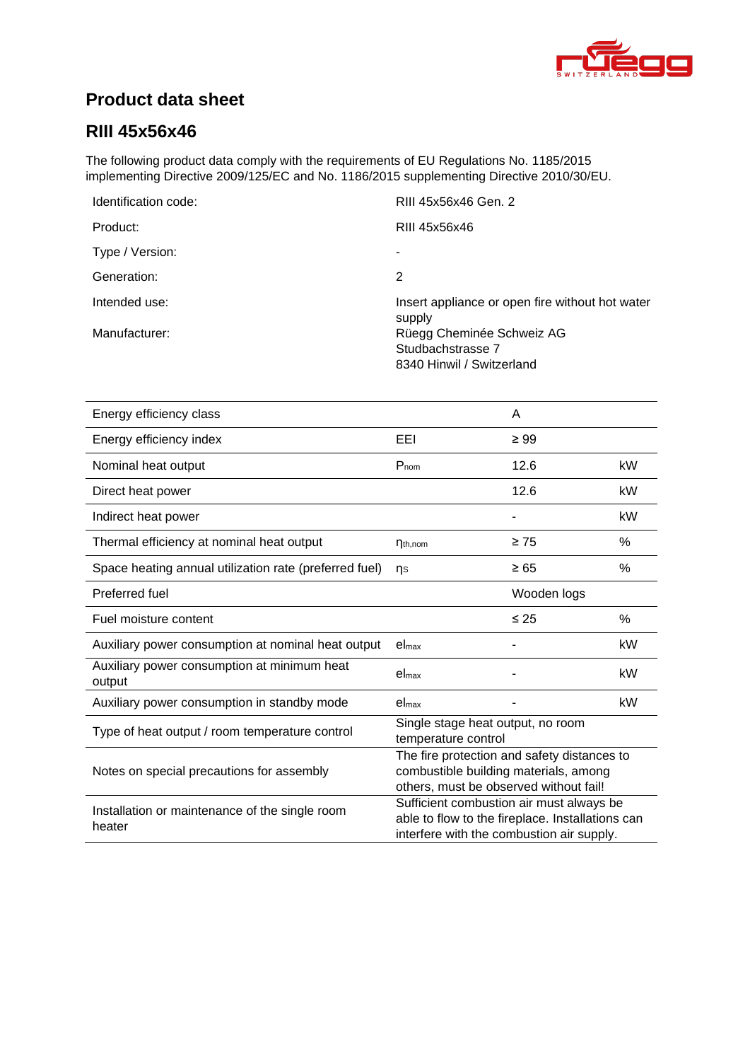# Product data sheet

## RIII 45x56x46

The following product data comply with the requirements of EU Regulations No. 1185/2015 implementing Directive 2009/125/EC and No. 1186/2015 supplementing Directive 2010/30/EU.

| | |
|---|---|
| Identification code: | RIII 45x56x46 Gen. 2 |
| Product: | RIII 45x56x46 |
| Type / Version: | - |
| Generation: | 2 |
| Intended use: | Insert appliance or open fire without hot water supply |
| Manufacturer: | Rüegg Cheminée Schweiz AG<br>Studbachstrasse 7<br>8340 Hinwil / Switzerland |

| | | | |
|---|---|---|---|
| Energy efficiency class | | A | |
| Energy efficiency index | EEI | ≥ 99 | |
| Nominal heat output | $P_{nom}$ | 12.6 | kW |
| Direct heat power | | 12.6 | kW |
| Indirect heat power | | - | kW |
| Thermal efficiency at nominal heat output | $\eta_{th,nom}$ | ≥ 75 | % |
| Space heating annual utilization rate (preferred fuel) | $\eta_S$ | ≥ 65 | % |
| Preferred fuel | | Wooden logs | |
| Fuel moisture content | | ≤ 25 | % |
| Auxiliary power consumption at nominal heat output | $el_{max}$ | - | kW |
| Auxiliary power consumption at minimum heat output | $el_{max}$ | - | kW |
| Auxiliary power consumption in standby mode | $el_{max}$ | - | kW |
| Type of heat output / room temperature control | Single stage heat output, no room temperature control | | |
| Notes on special precautions for assembly | The fire protection and safety distances to combustible building materials, among others, must be observed without fail! | | |
| Installation or maintenance of the single room heater | Sufficient combustion air must always be able to flow to the fireplace. Installations can interfere with the combustion air supply. | | |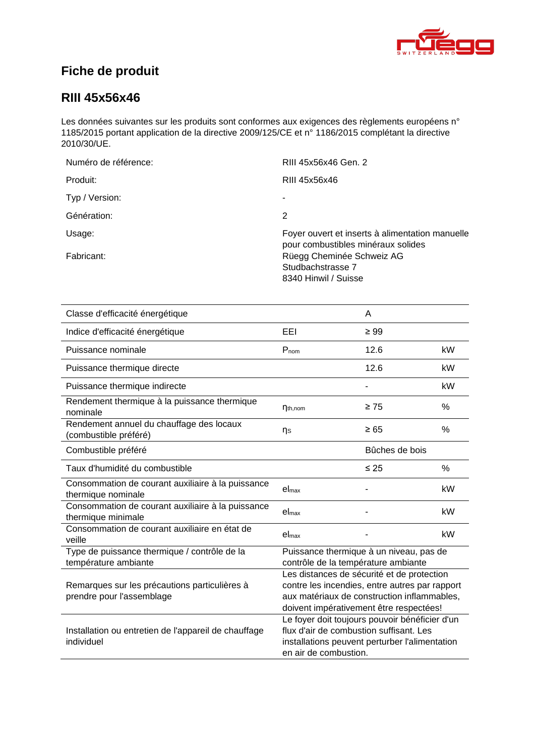# Fiche de produit

## RIII 45x56x46

Les données suivantes sur les produits sont conformes aux exigences des règlements européens n° 1185/2015 portant application de la directive 2009/125/CE et n° 1186/2015 complétant la directive 2010/30/UE.

| | |
|---|---|
| Numéro de référence: | RIII 45x56x46 Gen. 2 |
| Produit: | RIII 45x56x46 |
| Typ / Version: | - |
| Génération: | 2 |
| Usage: | Foyer ouvert et inserts à alimentation manuelle pour combustibles minéraux solides |
| Fabricant: | Rüegg Cheminée Schweiz AG<br>Studbachstrasse 7<br>8340 Hinwil / Suisse |

| | | | |
|---|---|---|---|
| Classe d'efficacité énergétique | | A | |
| Indice d'efficacité énergétique | EEI | ≥ 99 | |
| Puissance nominale | $P_{nom}$ | 12.6 | kW |
| Puissance thermique directe | | 12.6 | kW |
| Puissance thermique indirecte | | - | kW |
| Rendement thermique à la puissance thermique nominale | $\eta_{th,nom}$ | ≥ 75 | % |
| Rendement annuel du chauffage des locaux (combustible préféré) | $\eta_S$ | ≥ 65 | % |
| Combustible préféré | | Bûches de bois | |
| Taux d'humidité du combustible | | ≤ 25 | % |
| Consommation de courant auxiliaire à la puissance thermique nominale | $el_{max}$ | - | kW |
| Consommation de courant auxiliaire à la puissance thermique minimale | $el_{max}$ | - | kW |
| Consommation de courant auxiliaire en état de veille | $el_{max}$ | - | kW |
| Type de puissance thermique / contrôle de la température ambiante | Puissance thermique à un niveau, pas de contrôle de la température ambiante | | |
| Remarques sur les précautions particulières à prendre pour l'assemblage | Les distances de sécurité et de protection contre les incendies, entre autres par rapport aux matériaux de construction inflammables, doivent impérativement être respectées! | | |
| Installation ou entretien de l'appareil de chauffage individuel | Le foyer doit toujours pouvoir bénéficier d'un flux d'air de combustion suffisant. Les installations peuvent perturber l'alimentation en air de combustion. | | |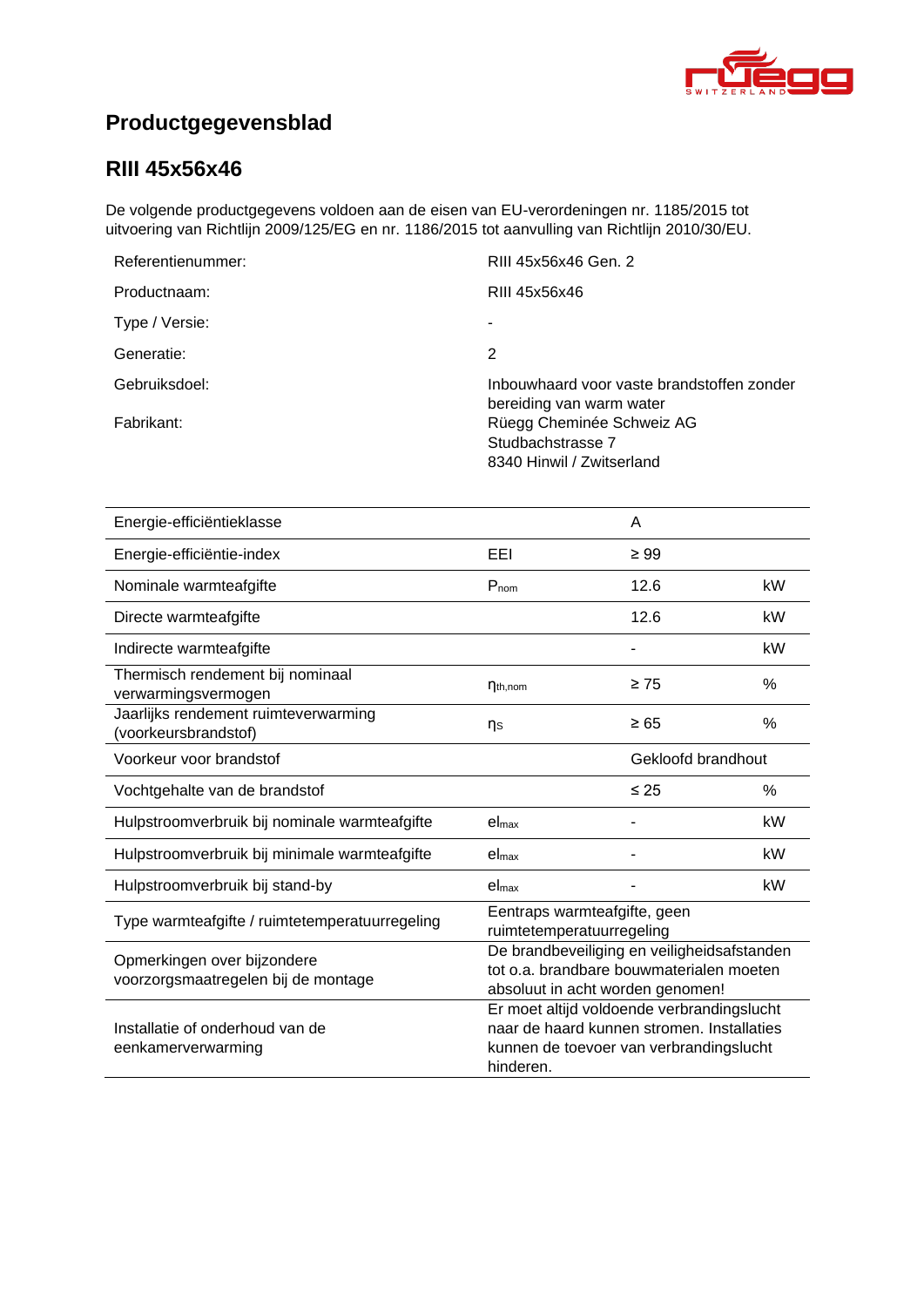# Productgegevensblad

## RIII 45x56x46

De volgende productgegevens voldoen aan de eisen van EU-verordeningen nr. 1185/2015 tot uitvoering van Richtlijn 2009/125/EG en nr. 1186/2015 tot aanvulling van Richtlijn 2010/30/EU.

| | |
|---|---|
| Referentienummer: | RIII 45x56x46 Gen. 2 |
| Productnaam: | RIII 45x56x46 |
| Type / Versie: | - |
| Generatie: | 2 |
| Gebruiksdoel: | Inbouwhaard voor vaste brandstoffen zonder bereiding van warm water |
| Fabrikant: | Rüegg Cheminée Schweiz AG<br>Studbachstrasse 7<br>8340 Hinwil / Zwitserland |

| | | | |
|---|---|---|---|
| Energie-efficiëntieklasse | | A | |
| Energie-efficiëntie-index | EEI | ≥ 99 | |
| Nominale warmteafgifte | $P_{nom}$ | 12.6 | kW |
| Directe warmteafgifte | | 12.6 | kW |
| Indirecte warmteafgifte | | - | kW |
| Thermisch rendement bij nominaal verwarmingsvermogen | $\eta_{th,nom}$ | ≥ 75 | % |
| Jaarlijks rendement ruimteverwarming (voorkeursbrandstof) | $\eta_S$ | ≥ 65 | % |
| Voorkeur voor brandstof | | Gekloofd brandhout | |
| Vochtgehalte van de brandstof | | ≤ 25 | % |
| Hulpstroomverbruik bij nominale warmteafgifte | $el_{max}$ | - | kW |
| Hulpstroomverbruik bij minimale warmteafgifte | $el_{max}$ | - | kW |
| Hulpstroomverbruik bij stand-by | $el_{max}$ | - | kW |
| Type warmteafgifte / ruimtetemperatuurregeling | Eentraps warmteafgifte, geen ruimtetemperatuurregeling | | |
| Opmerkingen over bijzondere voorzorgsmaatregelen bij de montage | De brandbeveiliging en veiligheidsafstanden tot o.a. brandbare bouwmaterialen moeten absoluut in acht worden genomen! | | |
| Installatie of onderhoud van de eenkamerverwarming | Er moet altijd voldoende verbrandingslucht naar de haard kunnen stromen. Installaties kunnen de toevoer van verbrandingslucht hinderen. | | |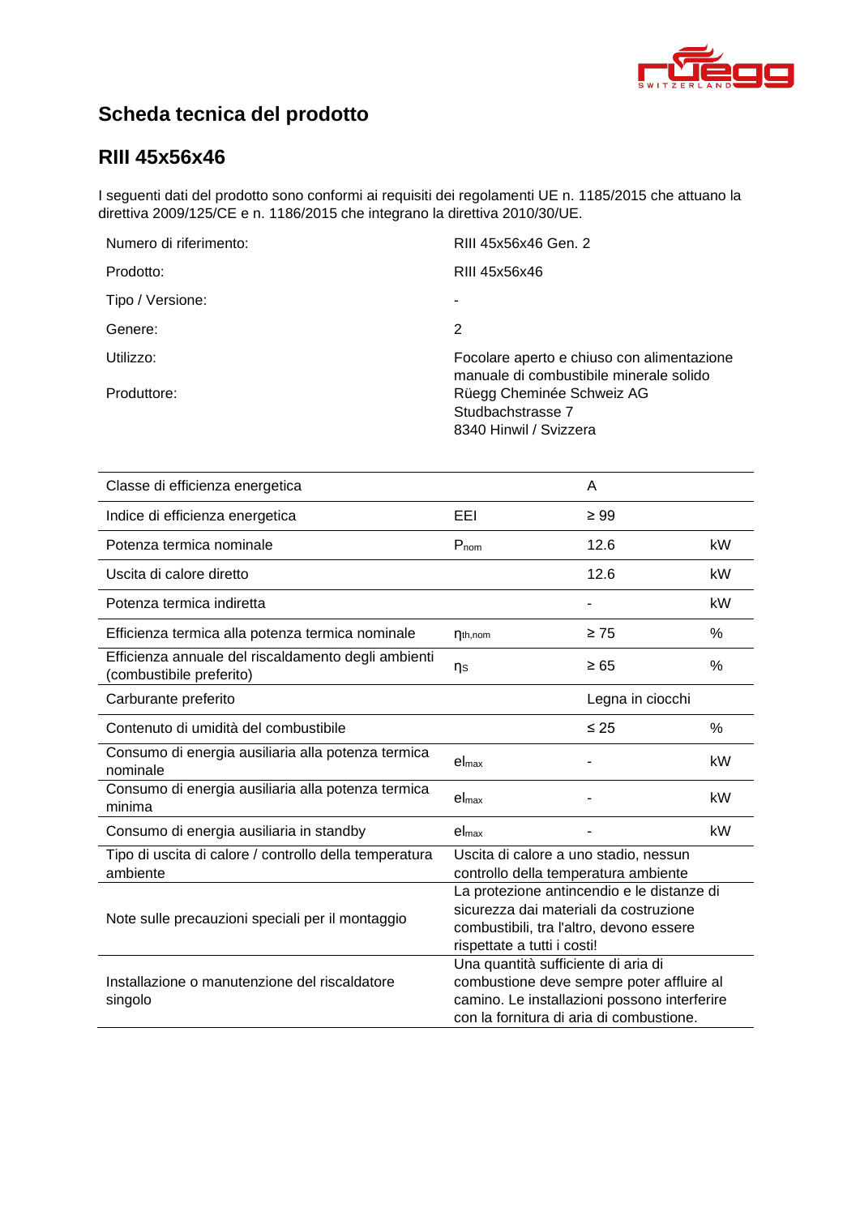# Scheda tecnica del prodotto

## RIII 45x56x46

I seguenti dati del prodotto sono conformi ai requisiti dei regolamenti UE n. 1185/2015 che attuano la direttiva 2009/125/CE e n. 1186/2015 che integrano la direttiva 2010/30/UE.

| | |
|---|---|
| Numero di riferimento: | RIII 45x56x46 Gen. 2 |
| Prodotto: | RIII 45x56x46 |
| Tipo / Versione: | - |
| Genere: | 2 |
| Utilizzo: | Focolare aperto e chiuso con alimentazione manuale di combustibile minerale solido |
| Produttore: | Rüegg Cheminée Schweiz AG<br>Studbachstrasse 7<br>8340 Hinwil / Svizzera |

| | | | |
|---|---|---|---|
| Classe di efficienza energetica | | A | |
| Indice di efficienza energetica | EEI | ≥ 99 | |
| Potenza termica nominale | $P_{nom}$ | 12.6 | kW |
| Uscita di calore diretto | | 12.6 | kW |
| Potenza termica indiretta | | - | kW |
| Efficienza termica alla potenza termica nominale | $\eta_{th,nom}$ | ≥ 75 | % |
| Efficienza annuale del riscaldamento degli ambienti (combustibile preferito) | $\eta_S$ | ≥ 65 | % |
| Carburante preferito | | Legna in ciocchi | |
| Contenuto di umidità del combustibile | | ≤ 25 | % |
| Consumo di energia ausiliaria alla potenza termica nominale | $el_{max}$ | - | kW |
| Consumo di energia ausiliaria alla potenza termica minima | $el_{max}$ | - | kW |
| Consumo di energia ausiliaria in standby | $el_{max}$ | - | kW |
| Tipo di uscita di calore / controllo della temperatura ambiente | Uscita di calore a uno stadio, nessun controllo della temperatura ambiente | | |
| Note sulle precauzioni speciali per il montaggio | La protezione antincendio e le distanze di sicurezza dai materiali da costruzione combustibili, tra l'altro, devono essere rispettate a tutti i costi! | | |
| Installazione o manutenzione del riscaldatore singolo | Una quantità sufficiente di aria di combustione deve sempre poter affluire al camino. Le installazioni possono interferire con la fornitura di aria di combustione. | | |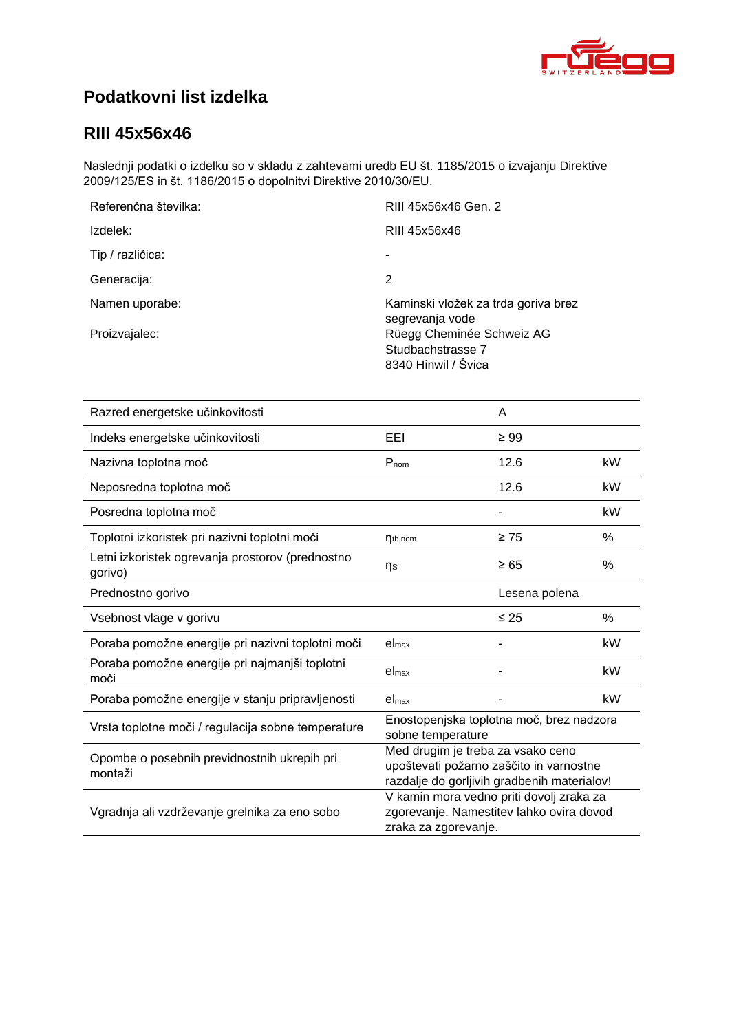# Podatkovni list izdelka

## RIII 45x56x46

Naslednji podatki o izdelku so v skladu z zahtevami uredb EU št. 1185/2015 o izvajanju Direktive 2009/125/ES in št. 1186/2015 o dopolnitvi Direktive 2010/30/EU.

| | |
|---|---|
| Referenčna številka: | RIII 45x56x46 Gen. 2 |
| Izdelek: | RIII 45x56x46 |
| Tip / različica: | - |
| Generacija: | 2 |
| Namen uporabe: | Kaminski vložek za trda goriva brez segrevanja vode |
| Proizvajalec: | Rüegg Cheminée Schweiz AG<br>Studbachstrasse 7<br>8340 Hinwil / Švica |

| | | | |
|---|---|---|---|
| Razred energetske učinkovitosti | | A | |
| Indeks energetske učinkovitosti | EEI | ≥ 99 | |
| Nazivna toplotna moč | $P_{nom}$ | 12.6 | kW |
| Neposredna toplotna moč | | 12.6 | kW |
| Posredna toplotna moč | | - | kW |
| Toplotni izkoristek pri nazivni toplotni moči | $\eta_{th,nom}$ | ≥ 75 | % |
| Letni izkoristek ogrevanja prostorov (prednostno gorivo) | $\eta_S$ | ≥ 65 | % |
| Prednostno gorivo | | Lesena polena | |
| Vsebnost vlage v gorivu | | ≤ 25 | % |
| Poraba pomožne energije pri nazivni toplotni moči | $el_{max}$ | - | kW |
| Poraba pomožne energije pri najmanjši toplotni moči | $el_{max}$ | - | kW |
| Poraba pomožne energije v stanju pripravljenosti | $el_{max}$ | - | kW |
| Vrsta toplotne moči / regulacija sobne temperature | Enostopenjska toplotna moč, brez nadzora sobne temperature | | |
| Opombe o posebnih previdnostnih ukrepih pri montaži | Med drugim je treba za vsako ceno upoštevati požarno zaščito in varnostne razdalje do gorljivih gradbenih materialov! | | |
| Vgradnja ali vzdrževanje grelnika za eno sobo | V kamin mora vedno priti dovolj zraka za zgorevanje. Namestitev lahko ovira dovod zraka za zgorevanje. | | |